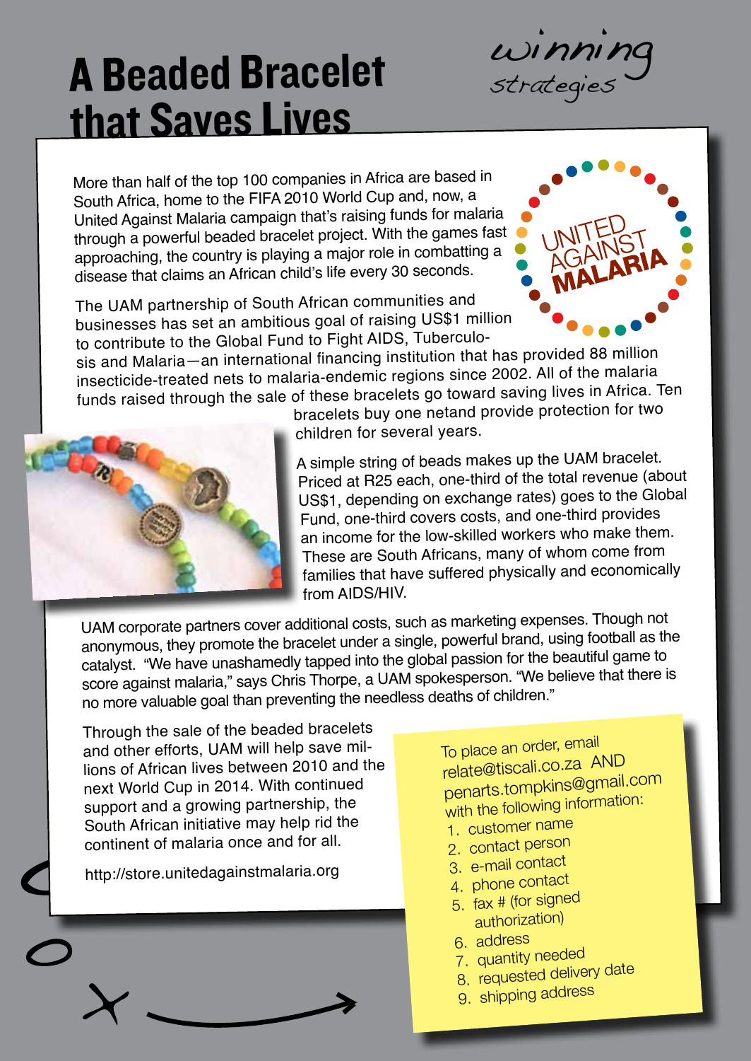# A Beaded Bracelet that Saves Lives

*winning strategies*

More than half of the top 100 companies in Africa are based in South Africa, home to the FIFA 2010 World Cup and, now, a United Against Malaria campaign that's raising funds for malaria through a powerful beaded bracelet project. With the games fast approaching, the country is playing a major role in combatting a disease that claims an African child's life every 30 seconds.

UNITED AGAINST MALARIA

The UAM partnership of South African communities and businesses has set an ambitious goal of raising US$1 million to contribute to the Global Fund to Fight AIDS, Tuberculosis and Malaria—an international financing institution that has provided 88 million insecticide-treated nets to malaria-endemic regions since 2002. All of the malaria funds raised through the sale of these bracelets go toward saving lives in Africa. Ten bracelets buy one netand provide protection for two children for several years.

A simple string of beads makes up the UAM bracelet. Priced at R25 each, one-third of the total revenue (about US$1, depending on exchange rates) goes to the Global Fund, one-third covers costs, and one-third provides an income for the low-skilled workers who make them. These are South Africans, many of whom come from families that have suffered physically and economically from AIDS/HIV.

UAM corporate partners cover additional costs, such as marketing expenses. Though not anonymous, they promote the bracelet under a single, powerful brand, using football as the catalyst. "We have unashamedly tapped into the global passion for the beautiful game to score against malaria," says Chris Thorpe, a UAM spokesperson. "We believe that there is no more valuable goal than preventing the needless deaths of children."

Through the sale of the beaded bracelets and other efforts, UAM will help save millions of African lives between 2010 and the next World Cup in 2014. With continued support and a growing partnership, the South African initiative may help rid the continent of malaria once and for all.

http://store.unitedagainstmalaria.org

To place an order, email relate@tiscali.co.za AND penarts.tompkins@gmail.com with the following information:

1. customer name
2. contact person
3. e-mail contact
4. phone contact
5. fax # (for signed authorization)
6. address
7. quantity needed
8. requested delivery date
9. shipping address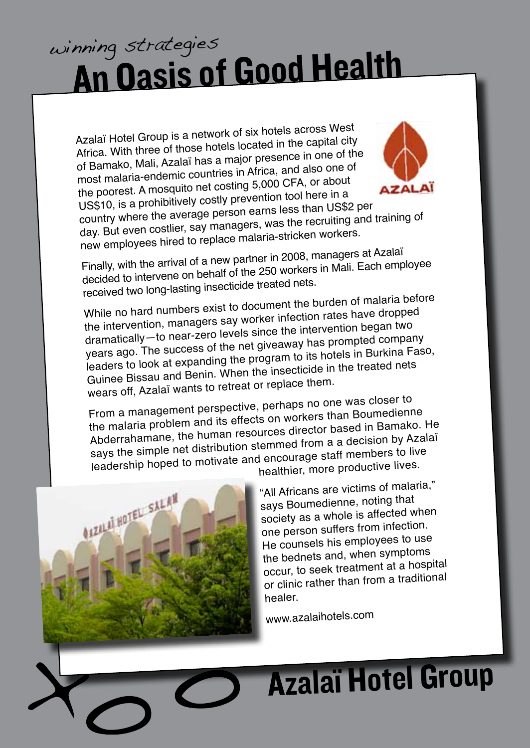*winning strategies*

# An Oasis of Good Health

Azalaï Hotel Group is a network of six hotels across West Africa. With three of those hotels located in the capital city of Bamako, Mali, Azalaï has a major presence in one of the most malaria-endemic countries in Africa, and also one of the poorest. A mosquito net costing 5,000 CFA, or about US$10, is a prohibitively costly prevention tool here in a country where the average person earns less than US$2 per day. But even costlier, say managers, was the recruiting and training of new employees hired to replace malaria-stricken workers.

Finally, with the arrival of a new partner in 2008, managers at Azalaï decided to intervene on behalf of the 250 workers in Mali. Each employee received two long-lasting insecticide treated nets.

While no hard numbers exist to document the burden of malaria before the intervention, managers say worker infection rates have dropped dramatically—to near-zero levels since the intervention began two years ago. The success of the net giveaway has prompted company leaders to look at expanding the program to its hotels in Burkina Faso, Guinee Bissau and Benin. When the insecticide in the treated nets wears off, Azalaï wants to retreat or replace them.

From a management perspective, perhaps no one was closer to the malaria problem and its effects on workers than Boumedienne Abderrahamane, the human resources director based in Bamako. He says the simple net distribution stemmed from a a decision by Azalaï leadership hoped to motivate and encourage staff members to live healthier, more productive lives.

"All Africans are victims of malaria," says Boumedienne, noting that society as a whole is affected when one person suffers from infection. He counsels his employees to use the bednets and, when symptoms occur, to seek treatment at a hospital or clinic rather than from a traditional healer.

www.azalaihotels.com

## Azalaï Hotel Group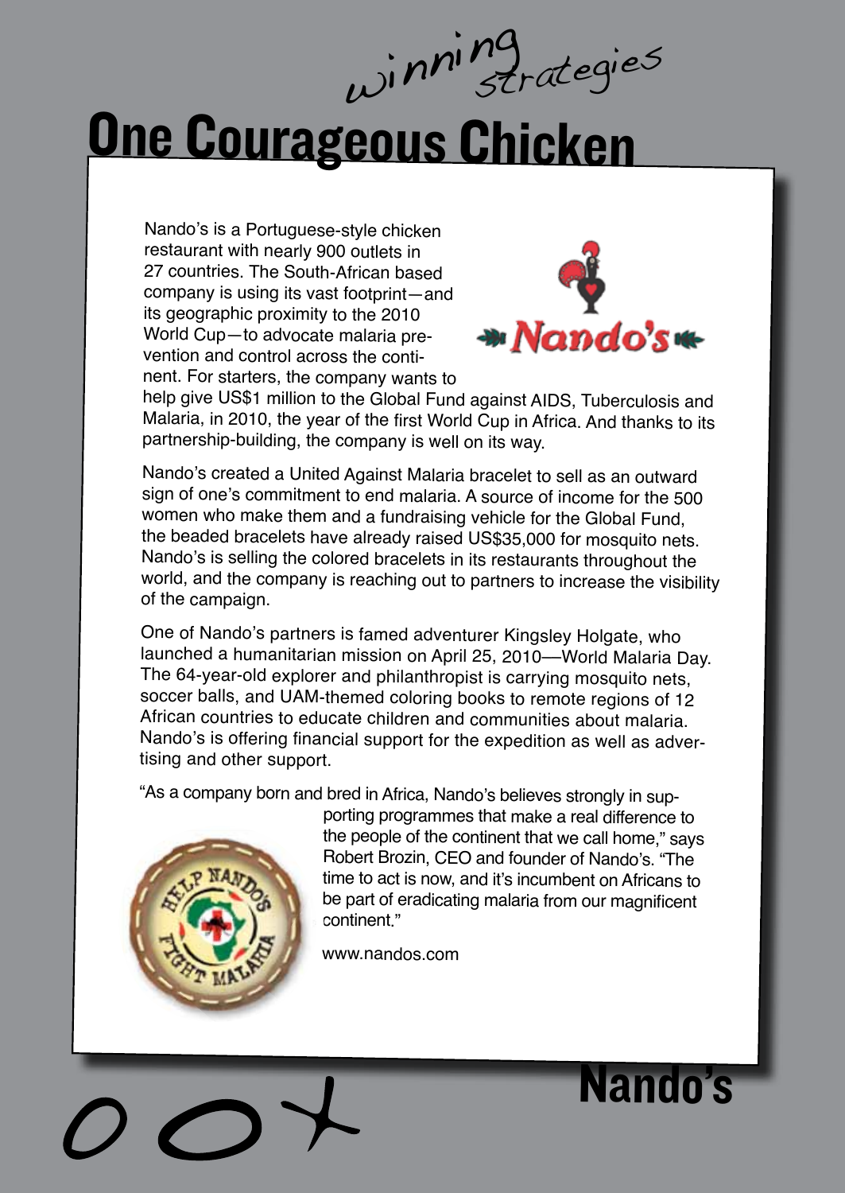*winning strategies*

# One Courageous Chicken

Nando's is a Portuguese-style chicken restaurant with nearly 900 outlets in 27 countries. The South-African based company is using its vast footprint—and its geographic proximity to the 2010 World Cup—to advocate malaria prevention and control across the continent. For starters, the company wants to help give US$1 million to the Global Fund against AIDS, Tuberculosis and Malaria, in 2010, the year of the first World Cup in Africa. And thanks to its partnership-building, the company is well on its way.

Nando's created a United Against Malaria bracelet to sell as an outward sign of one's commitment to end malaria. A source of income for the 500 women who make them and a fundraising vehicle for the Global Fund, the beaded bracelets have already raised US$35,000 for mosquito nets. Nando's is selling the colored bracelets in its restaurants throughout the world, and the company is reaching out to partners to increase the visibility of the campaign.

One of Nando's partners is famed adventurer Kingsley Holgate, who launched a humanitarian mission on April 25, 2010—World Malaria Day. The 64-year-old explorer and philanthropist is carrying mosquito nets, soccer balls, and UAM-themed coloring books to remote regions of 12 African countries to educate children and communities about malaria. Nando's is offering financial support for the expedition as well as advertising and other support.

"As a company born and bred in Africa, Nando's believes strongly in supporting programmes that make a real difference to the people of the continent that we call home," says Robert Brozin, CEO and founder of Nando's. "The time to act is now, and it's incumbent on Africans to be part of eradicating malaria from our magnificent continent."

www.nandos.com

**Nando's**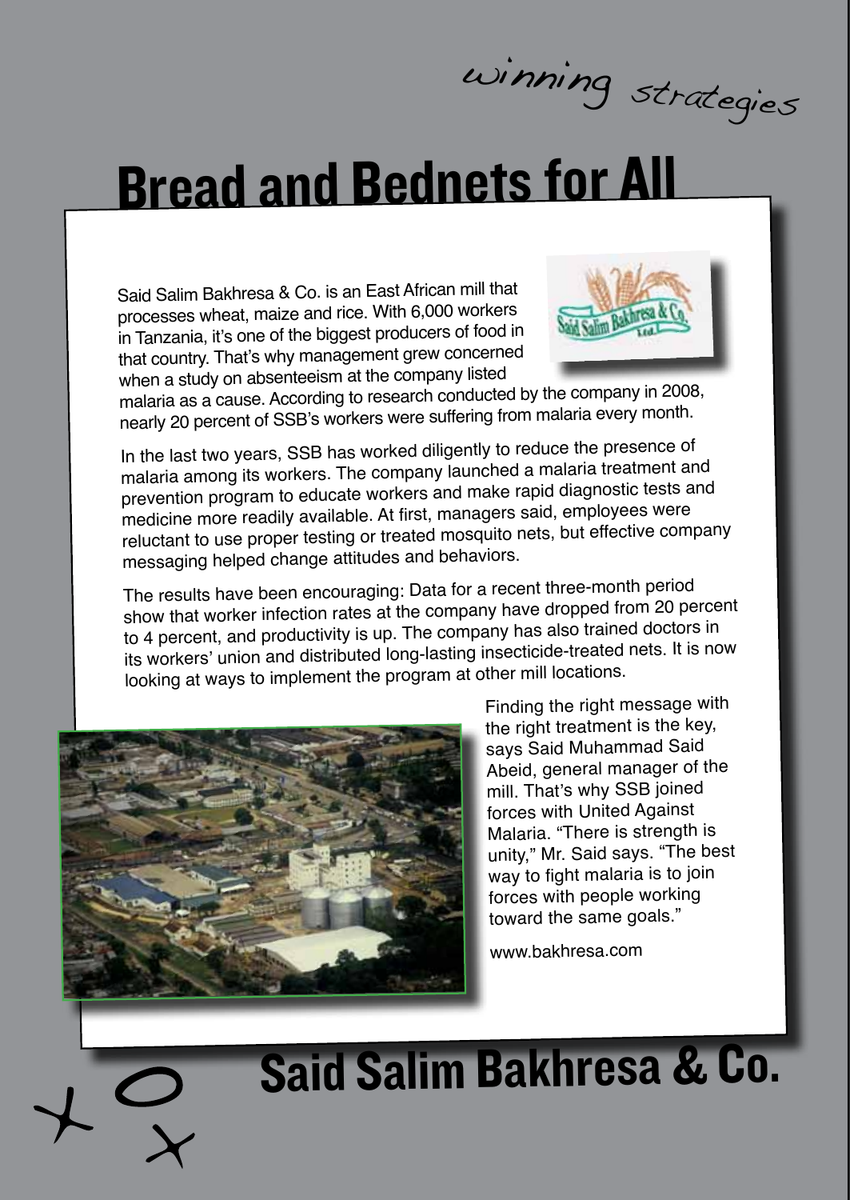*winning strategies*

# Bread and Bednets for All

Said Salim Bakhresa & Co. is an East African mill that processes wheat, maize and rice. With 6,000 workers in Tanzania, it's one of the biggest producers of food in that country. That's why management grew concerned when a study on absenteeism at the company listed malaria as a cause. According to research conducted by the company in 2008, nearly 20 percent of SSB's workers were suffering from malaria every month.

In the last two years, SSB has worked diligently to reduce the presence of malaria among its workers. The company launched a malaria treatment and prevention program to educate workers and make rapid diagnostic tests and medicine more readily available. At first, managers said, employees were reluctant to use proper testing or treated mosquito nets, but effective company messaging helped change attitudes and behaviors.

The results have been encouraging: Data for a recent three-month period show that worker infection rates at the company have dropped from 20 percent to 4 percent, and productivity is up. The company has also trained doctors in its workers' union and distributed long-lasting insecticide-treated nets. It is now looking at ways to implement the program at other mill locations.

Finding the right message with the right treatment is the key, says Said Muhammad Said Abeid, general manager of the mill. That's why SSB joined forces with United Against Malaria. "There is strength is unity," Mr. Said says. "The best way to fight malaria is to join forces with people working toward the same goals."

www.bakhresa.com

## Said Salim Bakhresa & Co.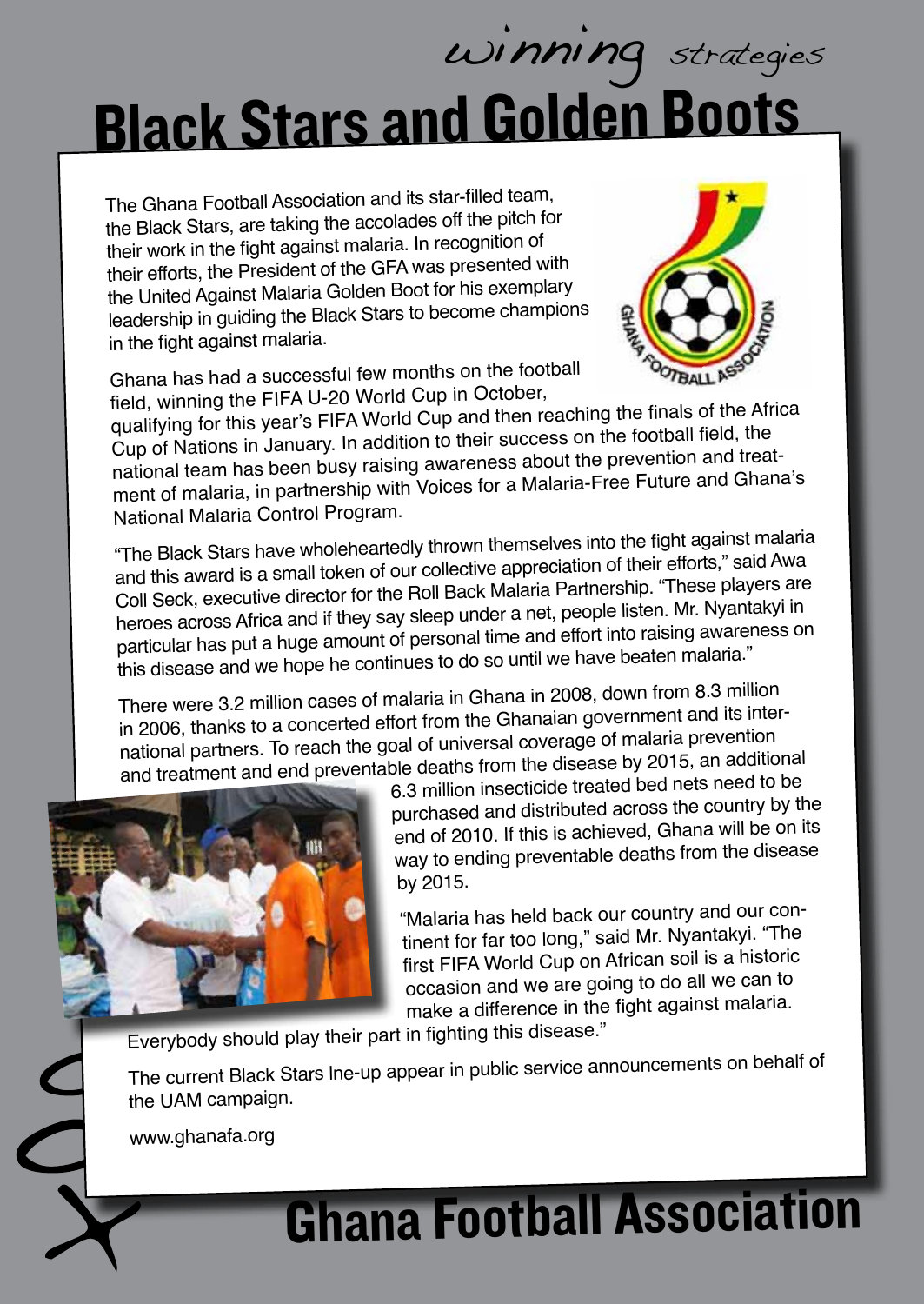*winning strategies*

# Black Stars and Golden Boots

The Ghana Football Association and its star-filled team, the Black Stars, are taking the accolades off the pitch for their work in the fight against malaria. In recognition of their efforts, the President of the GFA was presented with the United Against Malaria Golden Boot for his exemplary leadership in guiding the Black Stars to become champions in the fight against malaria.

Ghana has had a successful few months on the football field, winning the FIFA U-20 World Cup in October, qualifying for this year's FIFA World Cup and then reaching the finals of the Africa Cup of Nations in January. In addition to their success on the football field, the national team has been busy raising awareness about the prevention and treatment of malaria, in partnership with Voices for a Malaria-Free Future and Ghana's National Malaria Control Program.

"The Black Stars have wholeheartedly thrown themselves into the fight against malaria and this award is a small token of our collective appreciation of their efforts," said Awa Coll Seck, executive director for the Roll Back Malaria Partnership. "These players are heroes across Africa and if they say sleep under a net, people listen. Mr. Nyantakyi in particular has put a huge amount of personal time and effort into raising awareness on this disease and we hope he continues to do so until we have beaten malaria."

There were 3.2 million cases of malaria in Ghana in 2008, down from 8.3 million in 2006, thanks to a concerted effort from the Ghanaian government and its international partners. To reach the goal of universal coverage of malaria prevention and treatment and end preventable deaths from the disease by 2015, an additional 6.3 million insecticide treated bed nets need to be purchased and distributed across the country by the end of 2010. If this is achieved, Ghana will be on its way to ending preventable deaths from the disease by 2015.

"Malaria has held back our country and our continent for far too long," said Mr. Nyantakyi. "The first FIFA World Cup on African soil is a historic occasion and we are going to do all we can to make a difference in the fight against malaria. Everybody should play their part in fighting this disease."

The current Black Stars lne-up appear in public service announcements on behalf of the UAM campaign.

www.ghanafa.org

# Ghana Football Association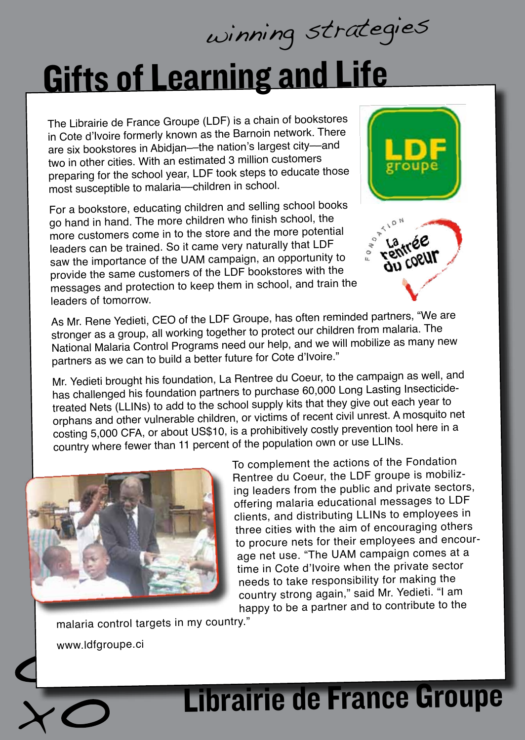*winning strategies*

# Gifts of Learning and Life

The Librairie de France Groupe (LDF) is a chain of bookstores in Cote d'Ivoire formerly known as the Barnoin network. There are six bookstores in Abidjan—the nation's largest city—and two in other cities. With an estimated 3 million customers preparing for the school year, LDF took steps to educate those most susceptible to malaria—children in school.

For a bookstore, educating children and selling school books go hand in hand. The more children who finish school, the more customers come in to the store and the more potential leaders can be trained. So it came very naturally that LDF saw the importance of the UAM campaign, an opportunity to provide the same customers of the LDF bookstores with the messages and protection to keep them in school, and train the leaders of tomorrow.

As Mr. Rene Yedieti, CEO of the LDF Groupe, has often reminded partners, "We are stronger as a group, all working together to protect our children from malaria. The National Malaria Control Programs need our help, and we will mobilize as many new partners as we can to build a better future for Cote d'Ivoire."

Mr. Yedieti brought his foundation, La Rentree du Coeur, to the campaign as well, and has challenged his foundation partners to purchase 60,000 Long Lasting Insecticide-treated Nets (LLINs) to add to the school supply kits that they give out each year to orphans and other vulnerable children, or victims of recent civil unrest. A mosquito net costing 5,000 CFA, or about US$10, is a prohibitively costly prevention tool here in a country where fewer than 11 percent of the population own or use LLINs.

To complement the actions of the Fondation Rentree du Coeur, the LDF groupe is mobilizing leaders from the public and private sectors, offering malaria educational messages to LDF clients, and distributing LLINs to employees in three cities with the aim of encouraging others to procure nets for their employees and encourage net use. "The UAM campaign comes at a time in Cote d'Ivoire when the private sector needs to take responsibility for making the country strong again," said Mr. Yedieti. "I am happy to be a partner and to contribute to the malaria control targets in my country."

www.ldfgroupe.ci

## Librairie de France Groupe